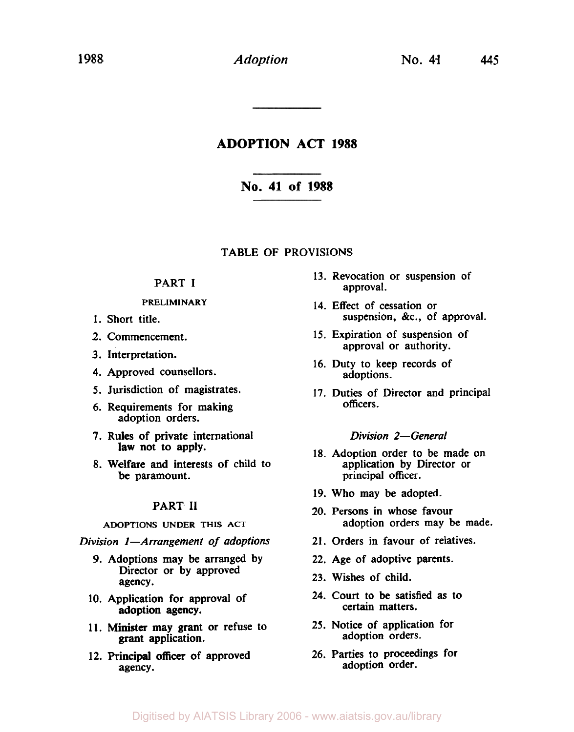# ADOPTION ACT 1988

## No. 41 of 1988

TABLE OF PROVISIONS

PART I

PRELIMINARY

1. Short title.
2. Commencement.
3. Interpretation.
4. Approved counsellors.
5. Jurisdiction of magistrates.
6. Requirements for making adoption orders.
7. Rules of private international law not to apply.
8. Welfare and interests of child to be paramount.

PART II

ADOPTIONS UNDER THIS ACT

*Division 1—Arrangement of adoptions*

9. Adoptions may be arranged by Director or by approved agency.
10. Application for approval of adoption agency.
11. Minister may grant or refuse to grant application.
12. Principal officer of approved agency.
13. Revocation or suspension of approval.
14. Effect of cessation or suspension, &c., of approval.
15. Expiration of suspension of approval or authority.
16. Duty to keep records of adoptions.
17. Duties of Director and principal officers.

*Division 2—General*

18. Adoption order to be made on application by Director or principal officer.
19. Who may be adopted.
20. Persons in whose favour adoption orders may be made.
21. Orders in favour of relatives.
22. Age of adoptive parents.
23. Wishes of child.
24. Court to be satisfied as to certain matters.
25. Notice of application for adoption orders.
26. Parties to proceedings for adoption order.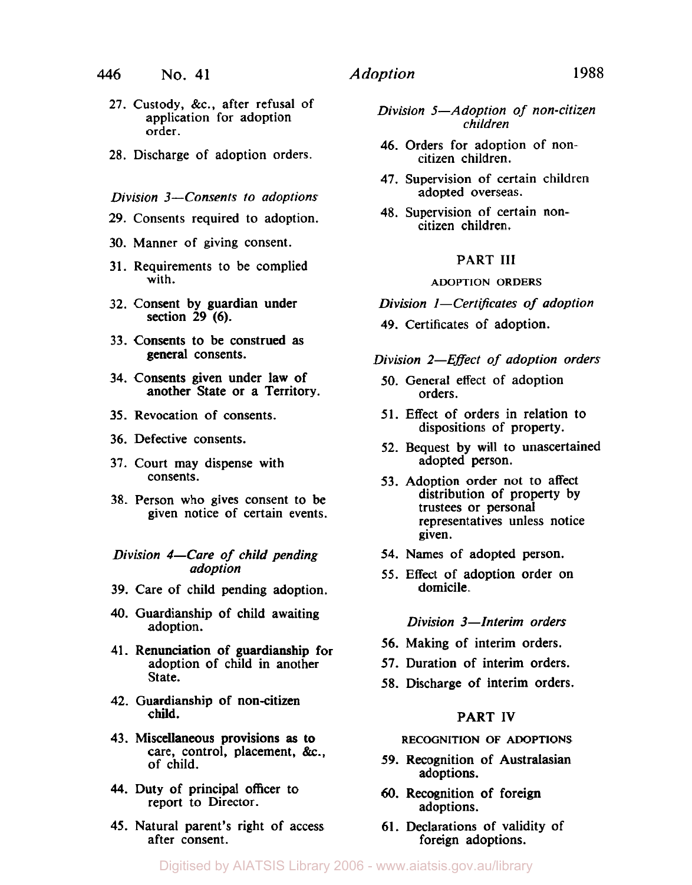27. Custody, &c., after refusal of application for adoption order.

28. Discharge of adoption orders.

*Division 3—Consents to adoptions*

29. Consents required to adoption.

30. Manner of giving consent.

31. Requirements to be complied with.

32. Consent by guardian under section 29 (6).

33. Consents to be construed as general consents.

34. Consents given under law of another State or a Territory.

35. Revocation of consents.

36. Defective consents.

37. Court may dispense with consents.

38. Person who gives consent to be given notice of certain events.

*Division 4—Care of child pending adoption*

39. Care of child pending adoption.

40. Guardianship of child awaiting adoption.

41. Renunciation of guardianship for adoption of child in another State.

42. Guardianship of non-citizen child.

43. Miscellaneous provisions as to care, control, placement, &c., of child.

44. Duty of principal officer to report to Director.

45. Natural parent's right of access after consent.

*Division 5—Adoption of non-citizen children*

46. Orders for adoption of non-citizen children.

47. Supervision of certain children adopted overseas.

48. Supervision of certain non-citizen children.

## PART III

### ADOPTION ORDERS

*Division 1—Certificates of adoption*

49. Certificates of adoption.

*Division 2—Effect of adoption orders*

50. General effect of adoption orders.

51. Effect of orders in relation to dispositions of property.

52. Bequest by will to unascertained adopted person.

53. Adoption order not to affect distribution of property by trustees or personal representatives unless notice given.

54. Names of adopted person.

55. Effect of adoption order on domicile.

*Division 3—Interim orders*

56. Making of interim orders.

57. Duration of interim orders.

58. Discharge of interim orders.

## PART IV

### RECOGNITION OF ADOPTIONS

59. Recognition of Australasian adoptions.

60. Recognition of foreign adoptions.

61. Declarations of validity of foreign adoptions.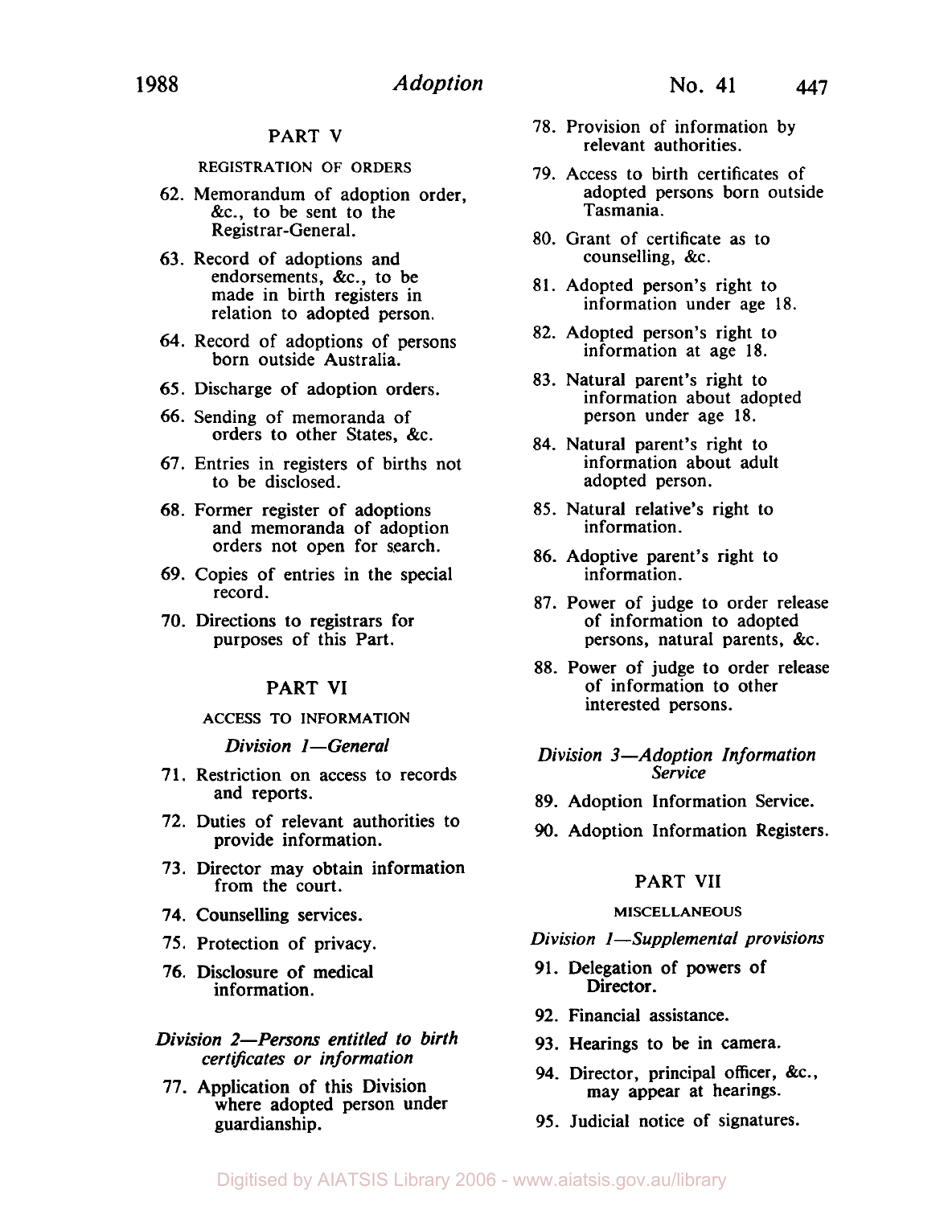## PART V

### REGISTRATION OF ORDERS

62. Memorandum of adoption order, &c., to be sent to the Registrar-General.
63. Record of adoptions and endorsements, &c., to be made in birth registers in relation to adopted person.
64. Record of adoptions of persons born outside Australia.
65. Discharge of adoption orders.
66. Sending of memoranda of orders to other States, &c.
67. Entries in registers of births not to be disclosed.
68. Former register of adoptions and memoranda of adoption orders not open for search.
69. Copies of entries in the special record.
70. Directions to registrars for purposes of this Part.

## PART VI

### ACCESS TO INFORMATION

*Division 1—General*

71. Restriction on access to records and reports.
72. Duties of relevant authorities to provide information.
73. Director may obtain information from the court.
74. Counselling services.
75. Protection of privacy.
76. Disclosure of medical information.

*Division 2—Persons entitled to birth certificates or information*

77. Application of this Division where adopted person under guardianship.
78. Provision of information by relevant authorities.
79. Access to birth certificates of adopted persons born outside Tasmania.
80. Grant of certificate as to counselling, &c.
81. Adopted person's right to information under age 18.
82. Adopted person's right to information at age 18.
83. Natural parent's right to information about adopted person under age 18.
84. Natural parent's right to information about adult adopted person.
85. Natural relative's right to information.
86. Adoptive parent's right to information.
87. Power of judge to order release of information to adopted persons, natural parents, &c.
88. Power of judge to order release of information to other interested persons.

*Division 3—Adoption Information Service*

89. Adoption Information Service.
90. Adoption Information Registers.

## PART VII

### MISCELLANEOUS

*Division 1—Supplemental provisions*

91. Delegation of powers of Director.
92. Financial assistance.
93. Hearings to be in camera.
94. Director, principal officer, &c., may appear at hearings.
95. Judicial notice of signatures.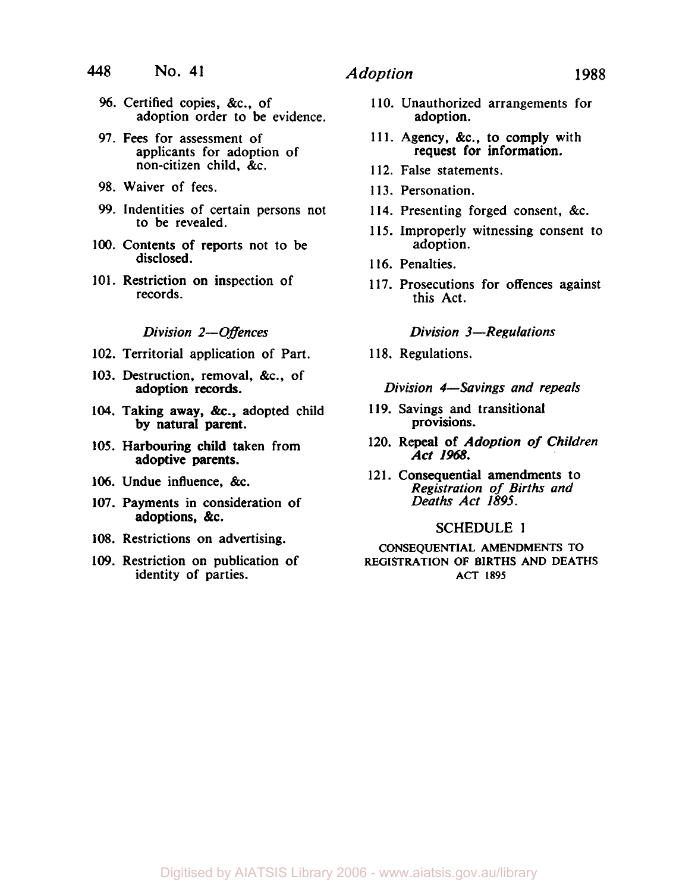96. Certified copies, &c., of adoption order to be evidence.

97. Fees for assessment of applicants for adoption of non-citizen child, &c.

98. Waiver of fees.

99. Indentities of certain persons not to be revealed.

100. Contents of reports not to be disclosed.

101. Restriction on inspection of records.

*Division 2—Offences*

102. Territorial application of Part.

103. Destruction, removal, &c., of adoption records.

104. Taking away, &c., adopted child by natural parent.

105. Harbouring child taken from adoptive parents.

106. Undue influence, &c.

107. Payments in consideration of adoptions, &c.

108. Restrictions on advertising.

109. Restriction on publication of identity of parties.

110. Unauthorized arrangements for adoption.

111. Agency, &c., to comply with request for information.

112. False statements.

113. Personation.

114. Presenting forged consent, &c.

115. Improperly witnessing consent to adoption.

116. Penalties.

117. Prosecutions for offences against this Act.

*Division 3—Regulations*

118. Regulations.

*Division 4—Savings and repeals*

119. Savings and transitional provisions.

120. Repeal of *Adoption of Children Act 1968.*

121. Consequential amendments to *Registration of Births and Deaths Act 1895.*

SCHEDULE 1

CONSEQUENTIAL AMENDMENTS TO REGISTRATION OF BIRTHS AND DEATHS ACT 1895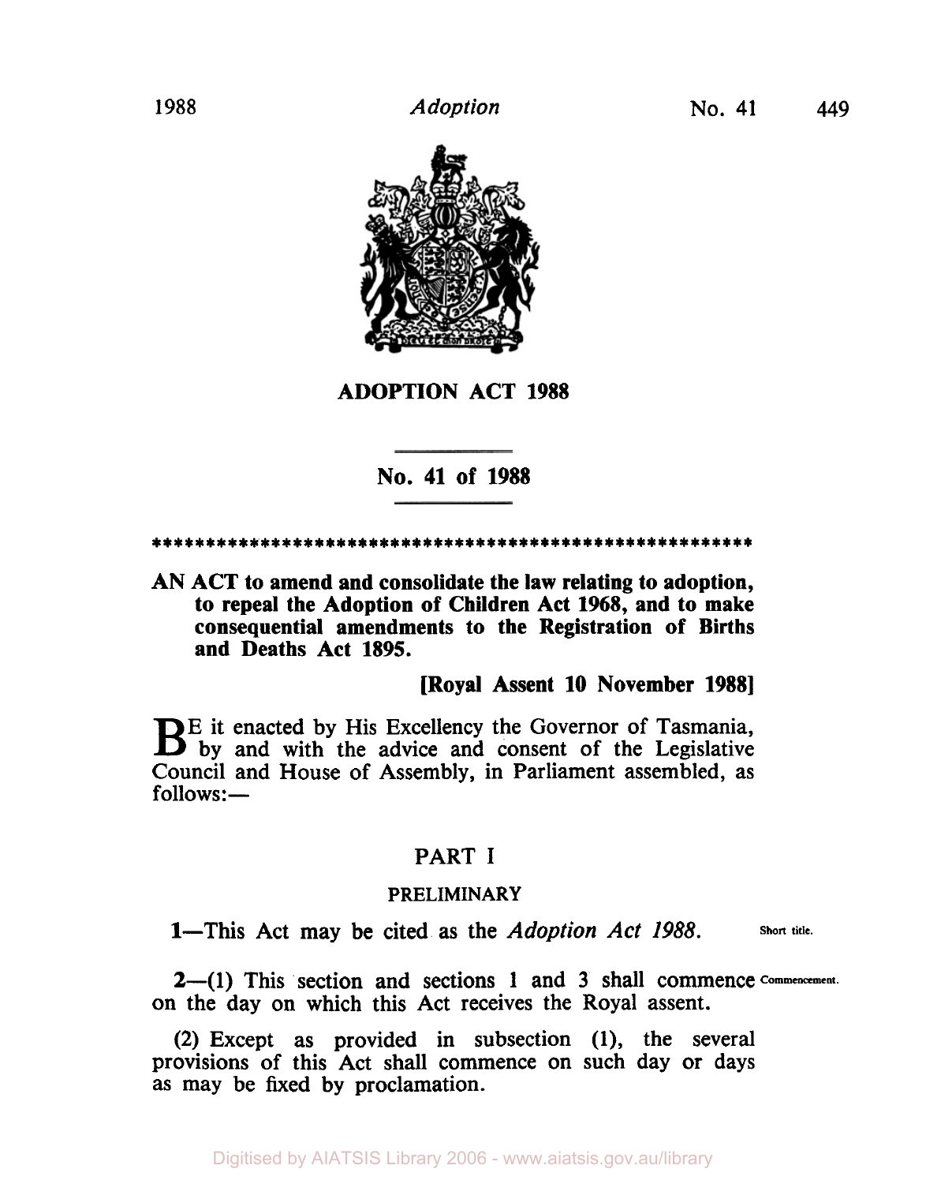# ADOPTION ACT 1988

## No. 41 of 1988

************************************************************

**AN ACT to amend and consolidate the law relating to adoption, to repeal the Adoption of Children Act 1968, and to make consequential amendments to the Registration of Births and Deaths Act 1895.**

**[Royal Assent 10 November 1988]**

BE it enacted by His Excellency the Governor of Tasmania, by and with the advice and consent of the Legislative Council and House of Assembly, in Parliament assembled, as follows:—

## PART I

### PRELIMINARY

**1**—This Act may be cited as the *Adoption Act 1988*. Short title.

**2**—(1) This section and sections 1 and 3 shall commence on the day on which this Act receives the Royal assent. Commencement.

(2) Except as provided in subsection (1), the several provisions of this Act shall commence on such day or days as may be fixed by proclamation.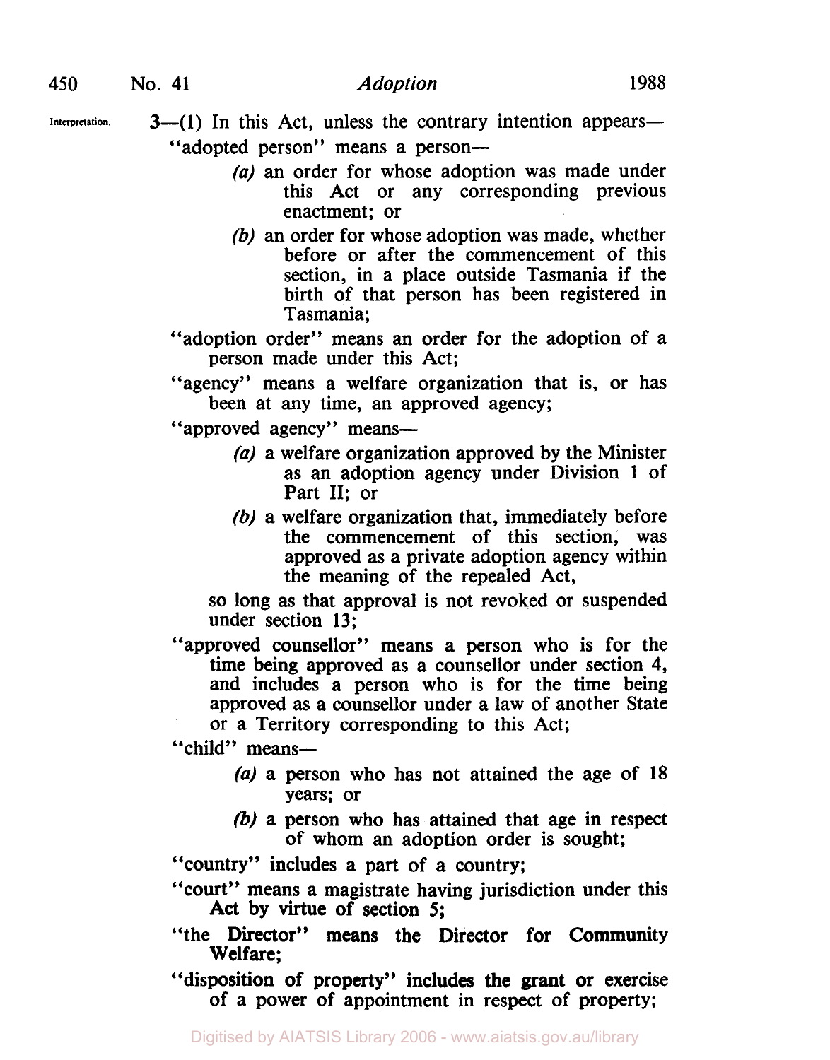Interpretation.

3—(1) In this Act, unless the contrary intention appears—

"adopted person" means a person—

*(a)* an order for whose adoption was made under this Act or any corresponding previous enactment; or

*(b)* an order for whose adoption was made, whether before or after the commencement of this section, in a place outside Tasmania if the birth of that person has been registered in Tasmania;

"adoption order" means an order for the adoption of a person made under this Act;

"agency" means a welfare organization that is, or has been at any time, an approved agency;

"approved agency" means—

*(a)* a welfare organization approved by the Minister as an adoption agency under Division 1 of Part II; or

*(b)* a welfare organization that, immediately before the commencement of this section, was approved as a private adoption agency within the meaning of the repealed Act,

so long as that approval is not revoked or suspended under section 13;

"approved counsellor" means a person who is for the time being approved as a counsellor under section 4, and includes a person who is for the time being approved as a counsellor under a law of another State or a Territory corresponding to this Act;

"child" means—

*(a)* a person who has not attained the age of 18 years; or

*(b)* a person who has attained that age in respect of whom an adoption order is sought;

"country" includes a part of a country;

"court" means a magistrate having jurisdiction under this Act by virtue of section 5;

"the Director" means the Director for Community Welfare;

"disposition of property" includes the grant or exercise of a power of appointment in respect of property;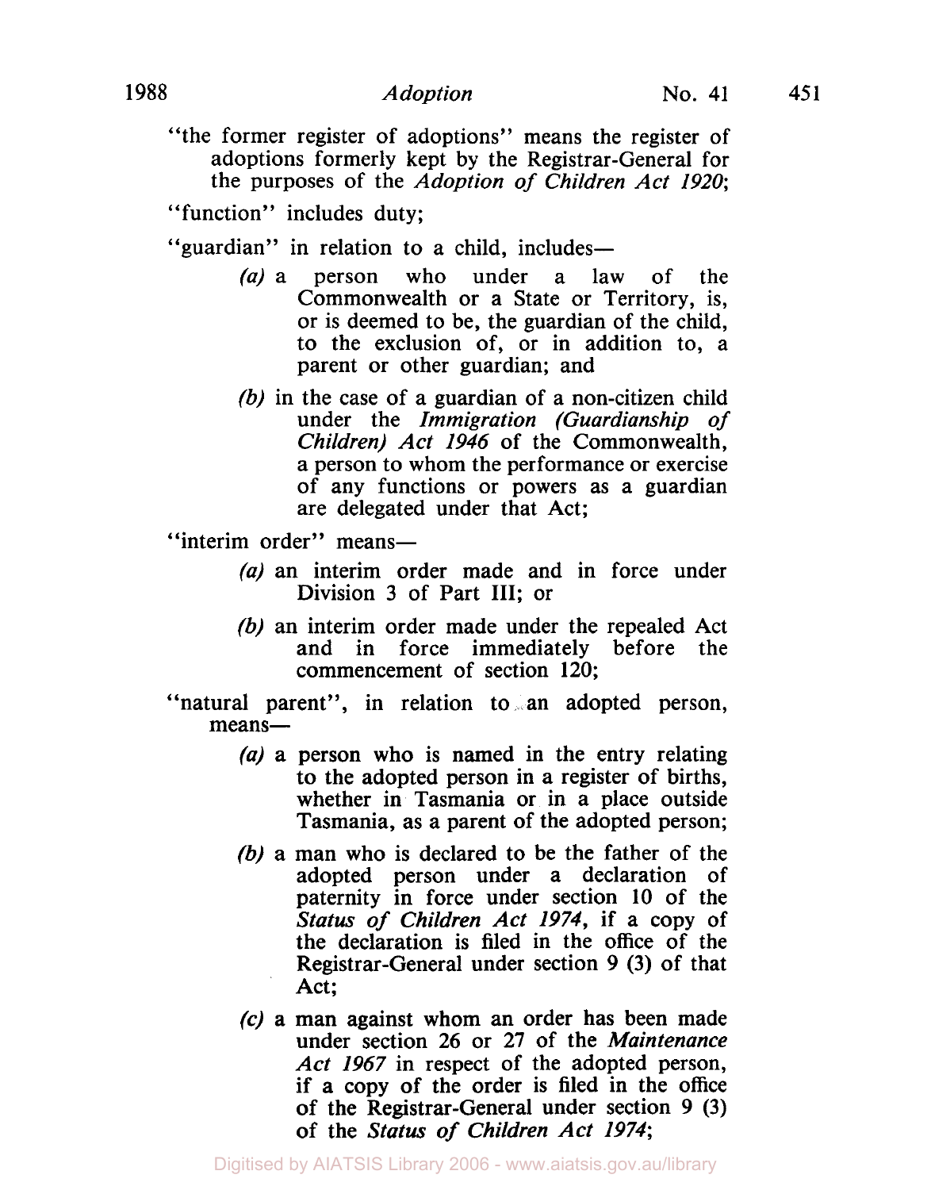"the former register of adoptions" means the register of adoptions formerly kept by the Registrar-General for the purposes of the *Adoption of Children Act 1920*;

"function" includes duty;

"guardian" in relation to a child, includes—

*(a)* a person who under a law of the Commonwealth or a State or Territory, is, or is deemed to be, the guardian of the child, to the exclusion of, or in addition to, a parent or other guardian; and

*(b)* in the case of a guardian of a non-citizen child under the *Immigration (Guardianship of Children) Act 1946* of the Commonwealth, a person to whom the performance or exercise of any functions or powers as a guardian are delegated under that Act;

"interim order" means—

*(a)* an interim order made and in force under Division 3 of Part III; or

*(b)* an interim order made under the repealed Act and in force immediately before the commencement of section 120;

"natural parent", in relation to an adopted person, means—

*(a)* a person who is named in the entry relating to the adopted person in a register of births, whether in Tasmania or in a place outside Tasmania, as a parent of the adopted person;

*(b)* a man who is declared to be the father of the adopted person under a declaration of paternity in force under section 10 of the *Status of Children Act 1974*, if a copy of the declaration is filed in the office of the Registrar-General under section 9 (3) of that Act;

*(c)* a man against whom an order has been made under section 26 or 27 of the *Maintenance Act 1967* in respect of the adopted person, if a copy of the order is filed in the office of the Registrar-General under section 9 (3) of the *Status of Children Act 1974*;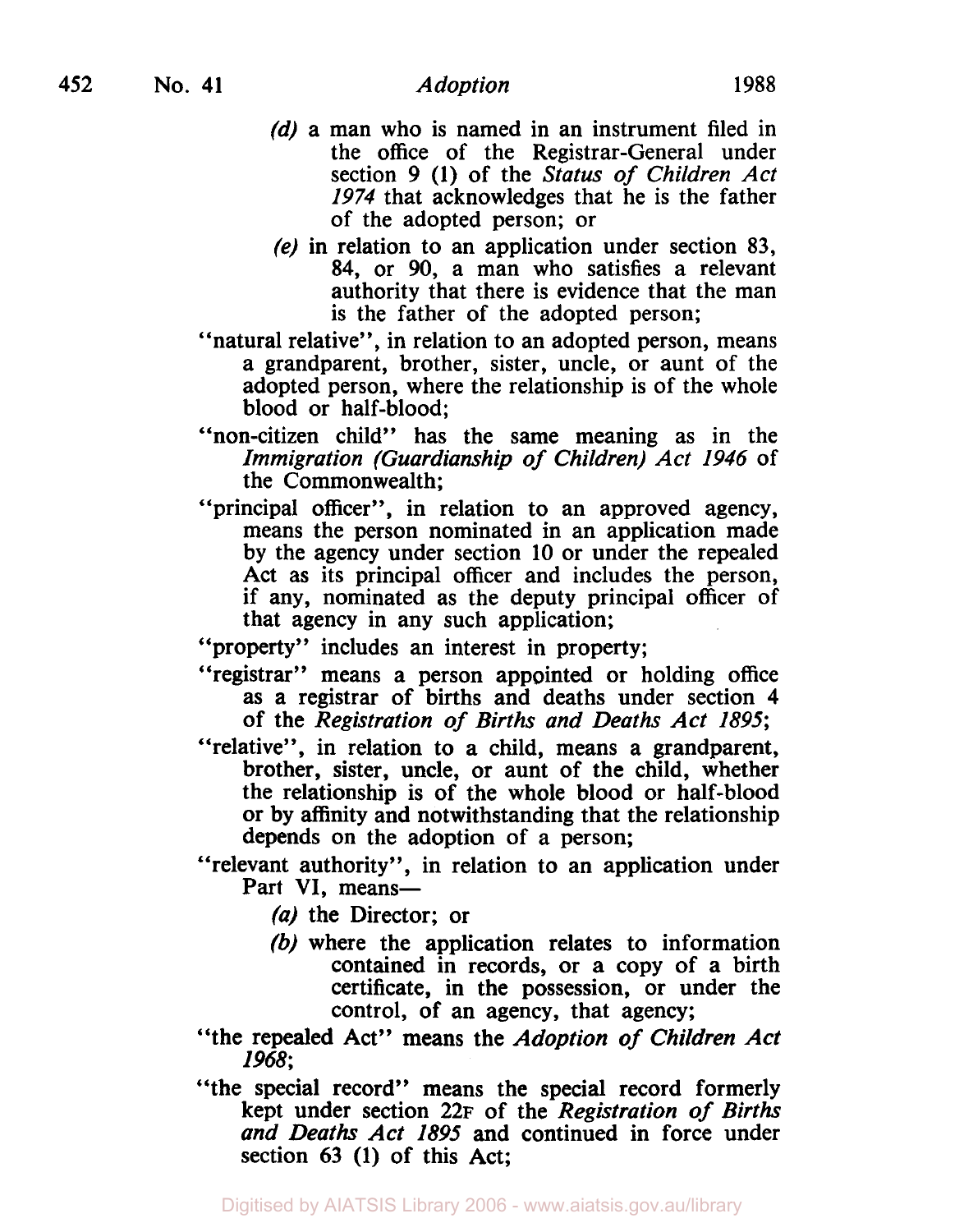*(d)* a man who is named in an instrument filed in the office of the Registrar-General under section 9 (1) of the *Status of Children Act 1974* that acknowledges that he is the father of the adopted person; or

*(e)* in relation to an application under section 83, 84, or 90, a man who satisfies a relevant authority that there is evidence that the man is the father of the adopted person;

"natural relative", in relation to an adopted person, means a grandparent, brother, sister, uncle, or aunt of the adopted person, where the relationship is of the whole blood or half-blood;

"non-citizen child" has the same meaning as in the *Immigration (Guardianship of Children) Act 1946* of the Commonwealth;

"principal officer", in relation to an approved agency, means the person nominated in an application made by the agency under section 10 or under the repealed Act as its principal officer and includes the person, if any, nominated as the deputy principal officer of that agency in any such application;

"property" includes an interest in property;

"registrar" means a person appointed or holding office as a registrar of births and deaths under section 4 of the *Registration of Births and Deaths Act 1895*;

"relative", in relation to a child, means a grandparent, brother, sister, uncle, or aunt of the child, whether the relationship is of the whole blood or half-blood or by affinity and notwithstanding that the relationship depends on the adoption of a person;

"relevant authority", in relation to an application under Part VI, means—

*(a)* the Director; or

*(b)* where the application relates to information contained in records, or a copy of a birth certificate, in the possession, or under the control, of an agency, that agency;

"the repealed Act" means the *Adoption of Children Act 1968*;

"the special record" means the special record formerly kept under section 22F of the *Registration of Births and Deaths Act 1895* and continued in force under section 63 (1) of this Act;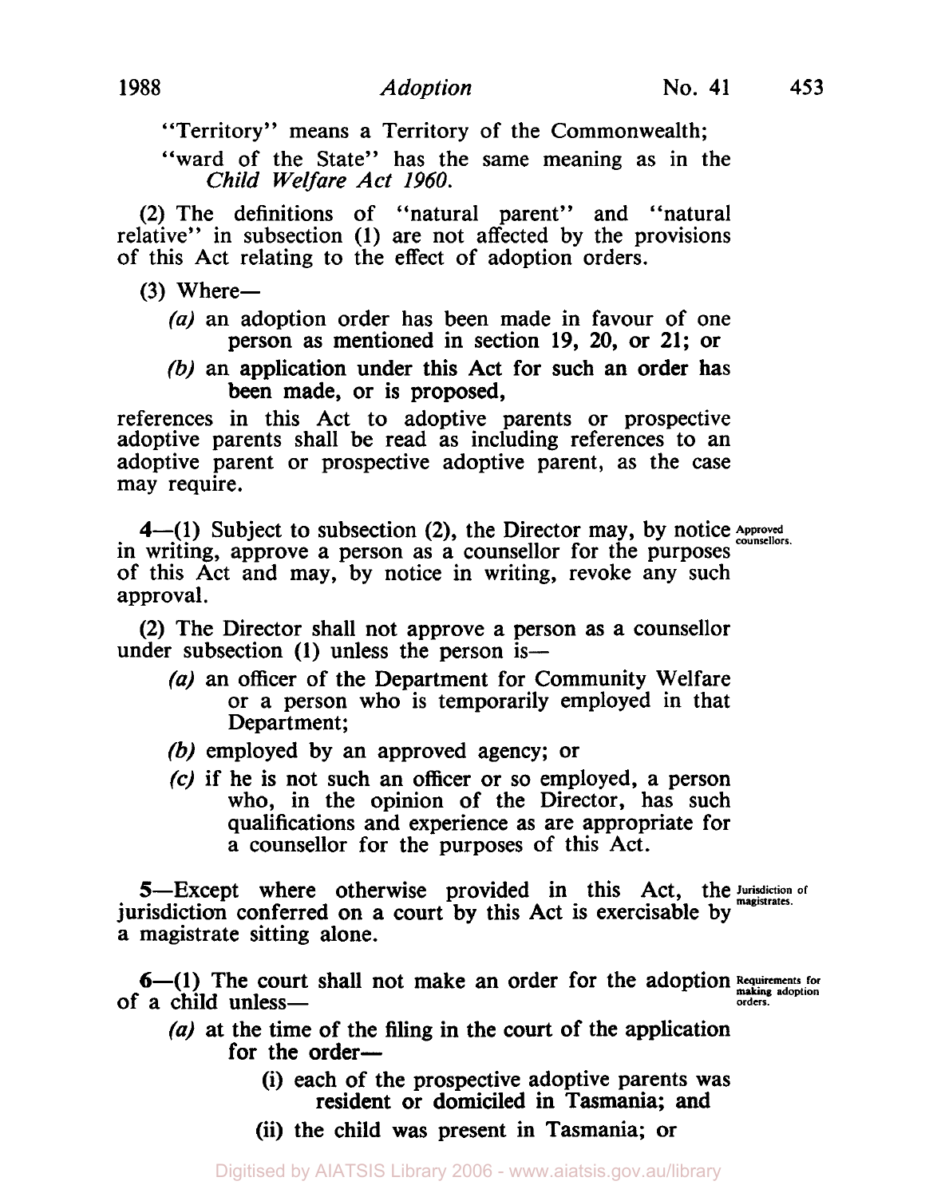"Territory" means a Territory of the Commonwealth;

"ward of the State" has the same meaning as in the *Child Welfare Act 1960*.

(2) The definitions of "natural parent" and "natural relative" in subsection (1) are not affected by the provisions of this Act relating to the effect of adoption orders.

(3) Where—

*(a)* an adoption order has been made in favour of one person as mentioned in section 19, 20, or 21; or

*(b)* an application under this Act for such an order has been made, or is proposed,

references in this Act to adoptive parents or prospective adoptive parents shall be read as including references to an adoptive parent or prospective adoptive parent, as the case may require.

**Approved counsellors.**

4—(1) Subject to subsection (2), the Director may, by notice in writing, approve a person as a counsellor for the purposes of this Act and may, by notice in writing, revoke any such approval.

(2) The Director shall not approve a person as a counsellor under subsection (1) unless the person is—

*(a)* an officer of the Department for Community Welfare or a person who is temporarily employed in that Department;

*(b)* employed by an approved agency; or

*(c)* if he is not such an officer or so employed, a person who, in the opinion of the Director, has such qualifications and experience as are appropriate for a counsellor for the purposes of this Act.

**Jurisdiction of magistrates.**

5—Except where otherwise provided in this Act, the jurisdiction conferred on a court by this Act is exercisable by a magistrate sitting alone.

**Requirements for making adoption orders.**

6—(1) The court shall not make an order for the adoption of a child unless—

*(a)* at the time of the filing in the court of the application for the order—

(i) each of the prospective adoptive parents was resident or domiciled in Tasmania; and

(ii) the child was present in Tasmania; or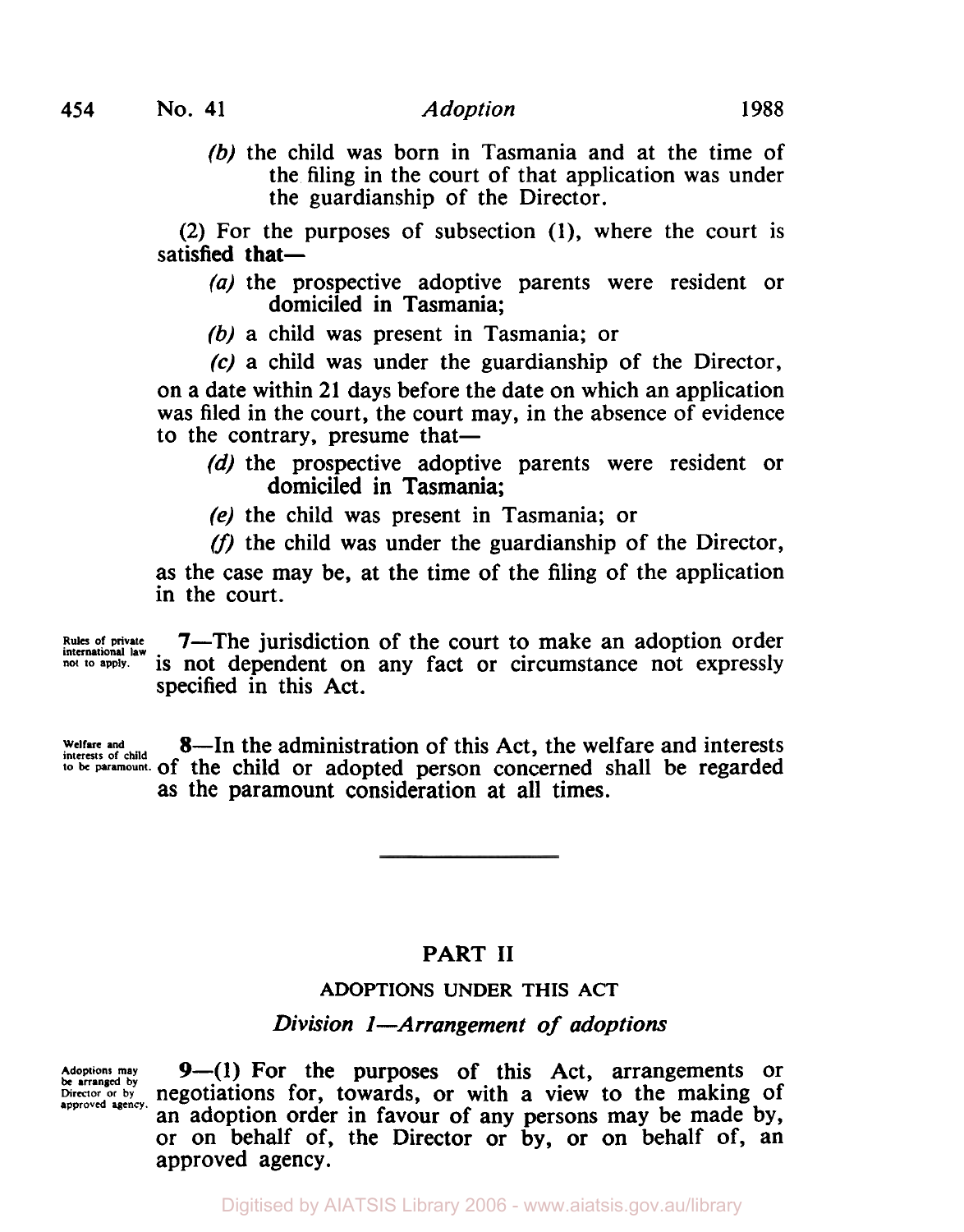*(b)* the child was born in Tasmania and at the time of the filing in the court of that application was under the guardianship of the Director.

(2) For the purposes of subsection (1), where the court is satisfied that—

*(a)* the prospective adoptive parents were resident or domiciled in Tasmania;

*(b)* a child was present in Tasmania; or

*(c)* a child was under the guardianship of the Director,

on a date within 21 days before the date on which an application was filed in the court, the court may, in the absence of evidence to the contrary, presume that—

*(d)* the prospective adoptive parents were resident or domiciled in Tasmania;

*(e)* the child was present in Tasmania; or

*(f)* the child was under the guardianship of the Director,

as the case may be, at the time of the filing of the application in the court.

Rules of private international law not to apply.

**7**—The jurisdiction of the court to make an adoption order is not dependent on any fact or circumstance not expressly specified in this Act.

Welfare and interests of child to be paramount.

**8**—In the administration of this Act, the welfare and interests of the child or adopted person concerned shall be regarded as the paramount consideration at all times.

## PART II

### ADOPTIONS UNDER THIS ACT

### *Division 1—Arrangement of adoptions*

Adoptions may be arranged by Director or by approved agency.

**9**—(1) For the purposes of this Act, arrangements or negotiations for, towards, or with a view to the making of an adoption order in favour of any persons may be made by, or on behalf of, the Director or by, or on behalf of, an approved agency.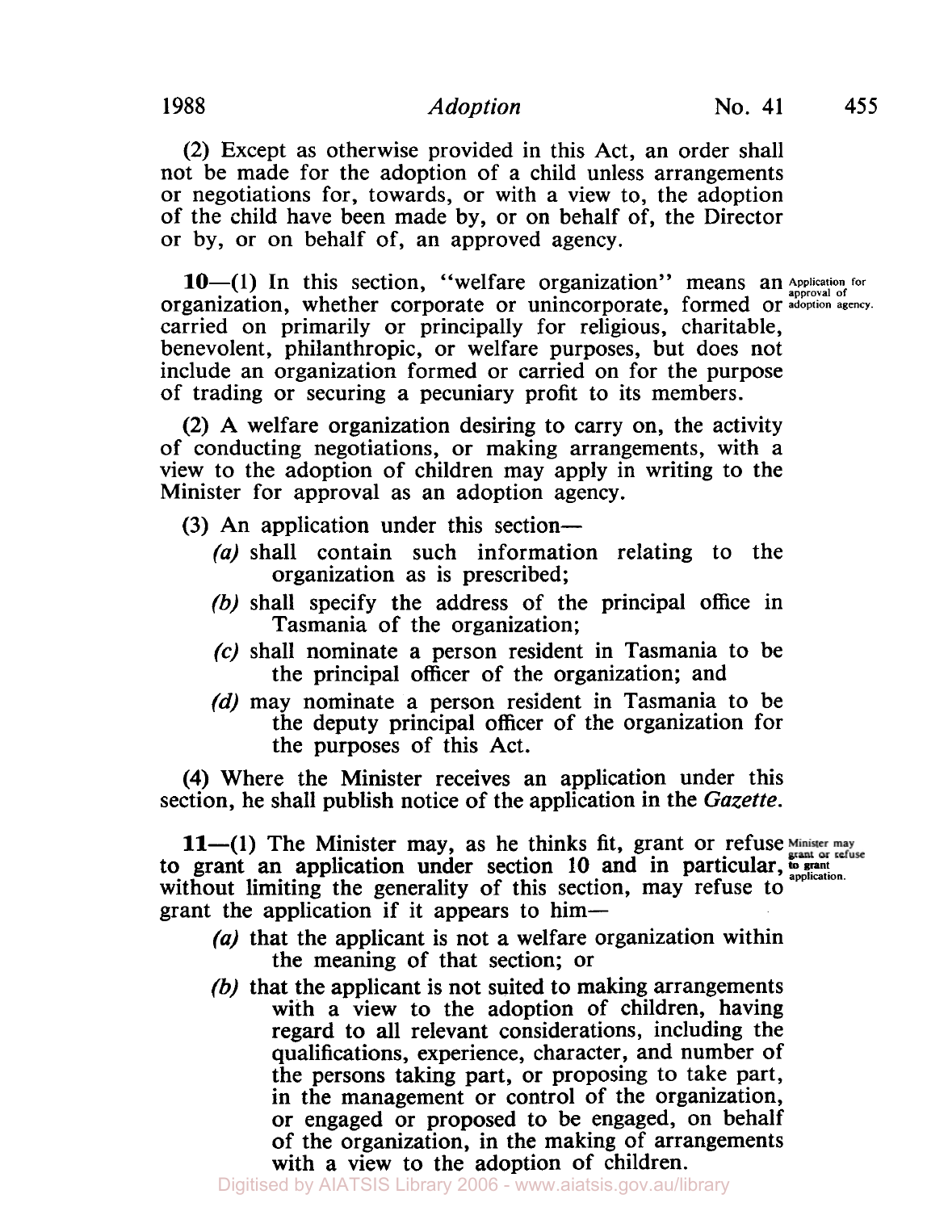(2) Except as otherwise provided in this Act, an order shall not be made for the adoption of a child unless arrangements or negotiations for, towards, or with a view to, the adoption of the child have been made by, or on behalf of, the Director or by, or on behalf of, an approved agency.

**10**—(1) In this section, "welfare organization" means an organization, whether corporate or unincorporate, formed or carried on primarily or principally for religious, charitable, benevolent, philanthropic, or welfare purposes, but does not include an organization formed or carried on for the purpose of trading or securing a pecuniary profit to its members.

Application for approval of adoption agency.

(2) A welfare organization desiring to carry on, the activity of conducting negotiations, or making arrangements, with a view to the adoption of children may apply in writing to the Minister for approval as an adoption agency.

(3) An application under this section—

*(a)* shall contain such information relating to the organization as is prescribed;

*(b)* shall specify the address of the principal office in Tasmania of the organization;

*(c)* shall nominate a person resident in Tasmania to be the principal officer of the organization; and

*(d)* may nominate a person resident in Tasmania to be the deputy principal officer of the organization for the purposes of this Act.

(4) Where the Minister receives an application under this section, he shall publish notice of the application in the *Gazette*.

**11**—(1) The Minister may, as he thinks fit, grant or refuse to grant an application under section 10 and in particular, without limiting the generality of this section, may refuse to grant the application if it appears to him—

Minister may grant or refuse to grant application.

*(a)* that the applicant is not a welfare organization within the meaning of that section; or

*(b)* that the applicant is not suited to making arrangements with a view to the adoption of children, having regard to all relevant considerations, including the qualifications, experience, character, and number of the persons taking part, or proposing to take part, in the management or control of the organization, or engaged or proposed to be engaged, on behalf of the organization, in the making of arrangements with a view to the adoption of children.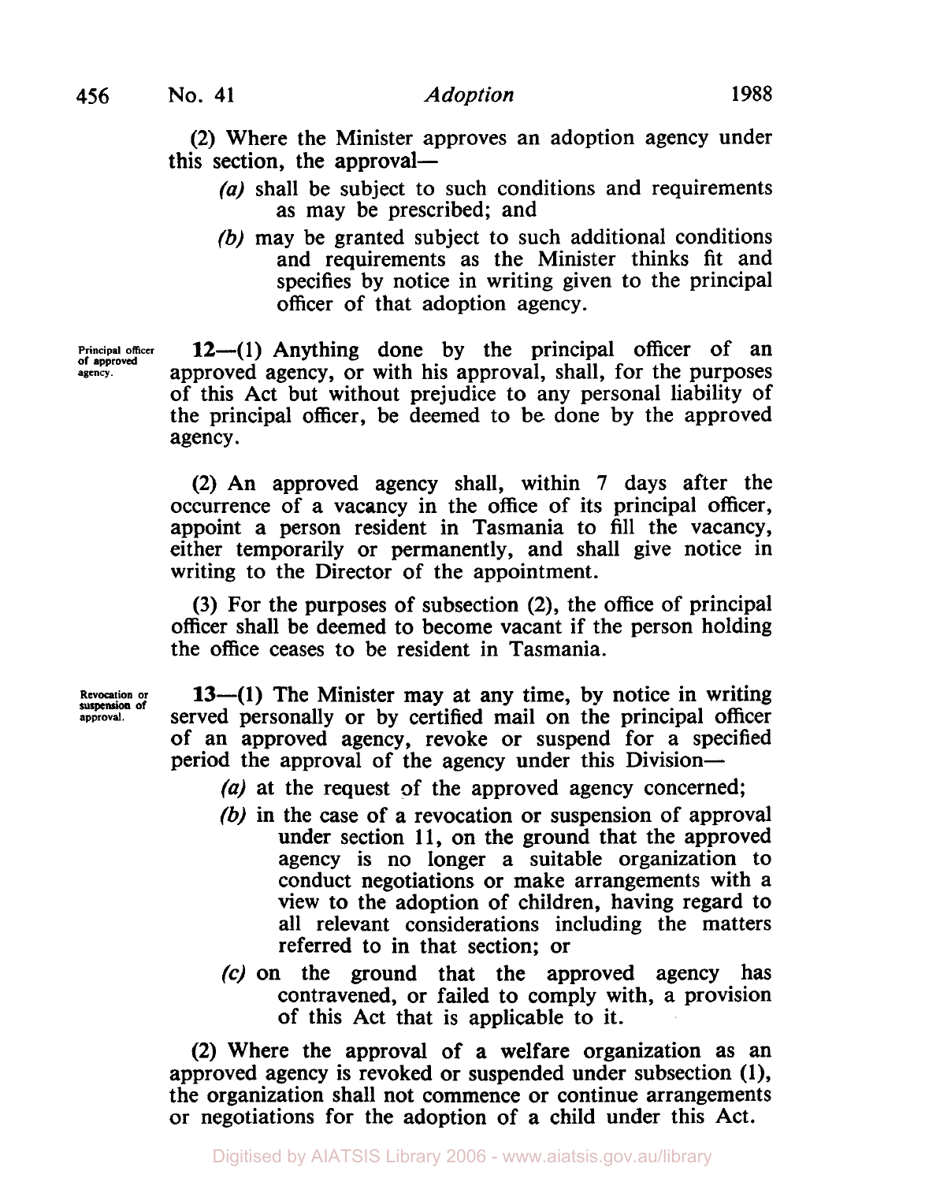(2) Where the Minister approves an adoption agency under this section, the approval—

*(a)* shall be subject to such conditions and requirements as may be prescribed; and

*(b)* may be granted subject to such additional conditions and requirements as the Minister thinks fit and specifies by notice in writing given to the principal officer of that adoption agency.

**Principal officer of approved agency.**

**12**—(1) Anything done by the principal officer of an approved agency, or with his approval, shall, for the purposes of this Act but without prejudice to any personal liability of the principal officer, be deemed to be done by the approved agency.

(2) An approved agency shall, within 7 days after the occurrence of a vacancy in the office of its principal officer, appoint a person resident in Tasmania to fill the vacancy, either temporarily or permanently, and shall give notice in writing to the Director of the appointment.

(3) For the purposes of subsection (2), the office of principal officer shall be deemed to become vacant if the person holding the office ceases to be resident in Tasmania.

**Revocation or suspension of approval.**

**13**—(1) The Minister may at any time, by notice in writing served personally or by certified mail on the principal officer of an approved agency, revoke or suspend for a specified period the approval of the agency under this Division—

*(a)* at the request of the approved agency concerned;

*(b)* in the case of a revocation or suspension of approval under section 11, on the ground that the approved agency is no longer a suitable organization to conduct negotiations or make arrangements with a view to the adoption of children, having regard to all relevant considerations including the matters referred to in that section; or

*(c)* on the ground that the approved agency has contravened, or failed to comply with, a provision of this Act that is applicable to it.

(2) Where the approval of a welfare organization as an approved agency is revoked or suspended under subsection (1), the organization shall not commence or continue arrangements or negotiations for the adoption of a child under this Act.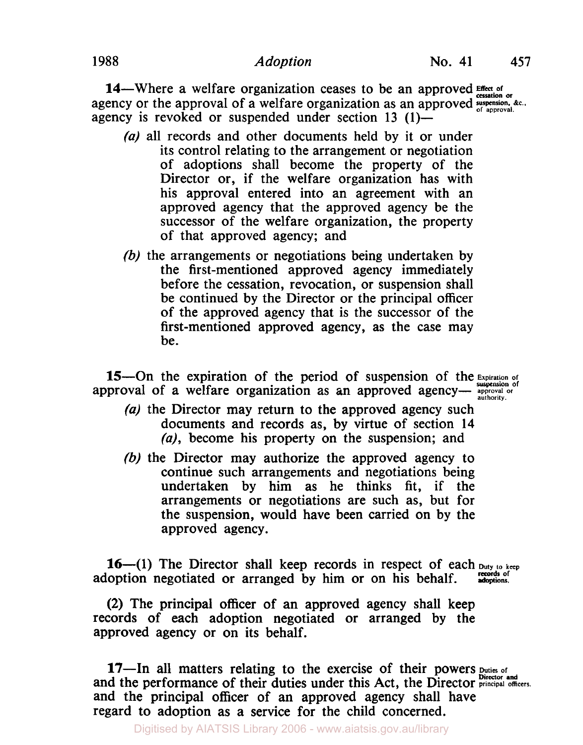**14**—Where a welfare organization ceases to be an approved agency or the approval of a welfare organization as an approved agency is revoked or suspended under section 13 (1)—

Effect of cessation or suspension, &c., of approval.

*(a)* all records and other documents held by it or under its control relating to the arrangement or negotiation of adoptions shall become the property of the Director or, if the welfare organization has with his approval entered into an agreement with an approved agency that the approved agency be the successor of the welfare organization, the property of that approved agency; and

*(b)* the arrangements or negotiations being undertaken by the first-mentioned approved agency immediately before the cessation, revocation, or suspension shall be continued by the Director or the principal officer of the approved agency that is the successor of the first-mentioned approved agency, as the case may be.

**15**—On the expiration of the period of suspension of the approval of a welfare organization as an approved agency—

Expiration of suspension of approval or authority.

*(a)* the Director may return to the approved agency such documents and records as, by virtue of section 14 *(a)*, become his property on the suspension; and

*(b)* the Director may authorize the approved agency to continue such arrangements and negotiations being undertaken by him as he thinks fit, if the arrangements or negotiations are such as, but for the suspension, would have been carried on by the approved agency.

**16**—(1) The Director shall keep records in respect of each adoption negotiated or arranged by him or on his behalf.

Duty to keep records of adoptions.

(2) The principal officer of an approved agency shall keep records of each adoption negotiated or arranged by the approved agency or on its behalf.

**17**—In all matters relating to the exercise of their powers and the performance of their duties under this Act, the Director and the principal officer of an approved agency shall have regard to adoption as a service for the child concerned.

Duties of Director and principal officers.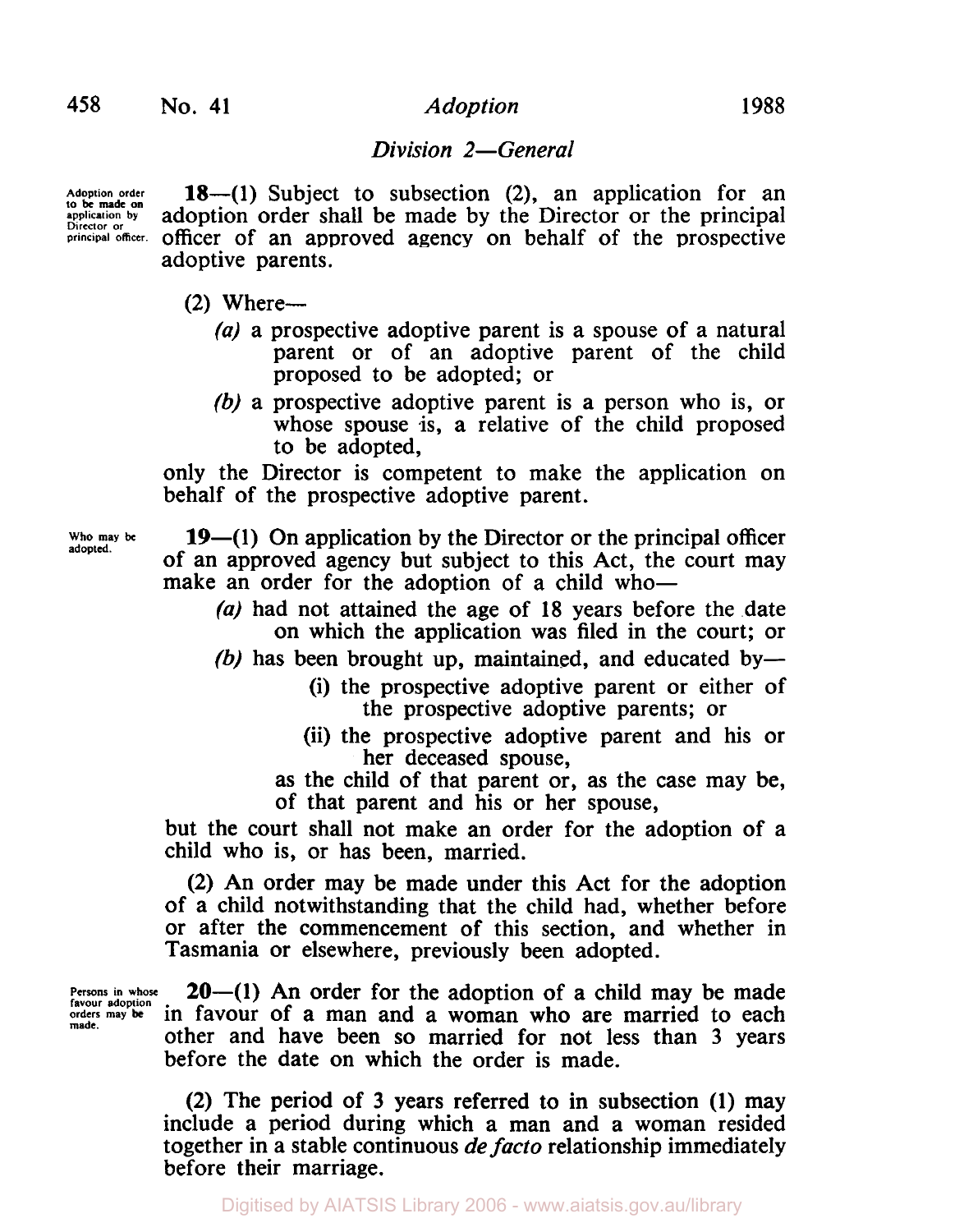### *Division 2—General*

Adoption order to be made on application by Director or principal officer.

**18**—(1) Subject to subsection (2), an application for an adoption order shall be made by the Director or the principal officer of an approved agency on behalf of the prospective adoptive parents.

(2) Where—

*(a)* a prospective adoptive parent is a spouse of a natural parent or of an adoptive parent of the child proposed to be adopted; or

*(b)* a prospective adoptive parent is a person who is, or whose spouse is, a relative of the child proposed to be adopted,

only the Director is competent to make the application on behalf of the prospective adoptive parent.

Who may be adopted.

**19**—(1) On application by the Director or the principal officer of an approved agency but subject to this Act, the court may make an order for the adoption of a child who—

*(a)* had not attained the age of 18 years before the date on which the application was filed in the court; or

*(b)* has been brought up, maintained, and educated by—

(i) the prospective adoptive parent or either of the prospective adoptive parents; or

(ii) the prospective adoptive parent and his or her deceased spouse,

as the child of that parent or, as the case may be, of that parent and his or her spouse,

but the court shall not make an order for the adoption of a child who is, or has been, married.

(2) An order may be made under this Act for the adoption of a child notwithstanding that the child had, whether before or after the commencement of this section, and whether in Tasmania or elsewhere, previously been adopted.

Persons in whose favour adoption orders may be made.

**20**—(1) An order for the adoption of a child may be made in favour of a man and a woman who are married to each other and have been so married for not less than 3 years before the date on which the order is made.

(2) The period of 3 years referred to in subsection (1) may include a period during which a man and a woman resided together in a stable continuous *de facto* relationship immediately before their marriage.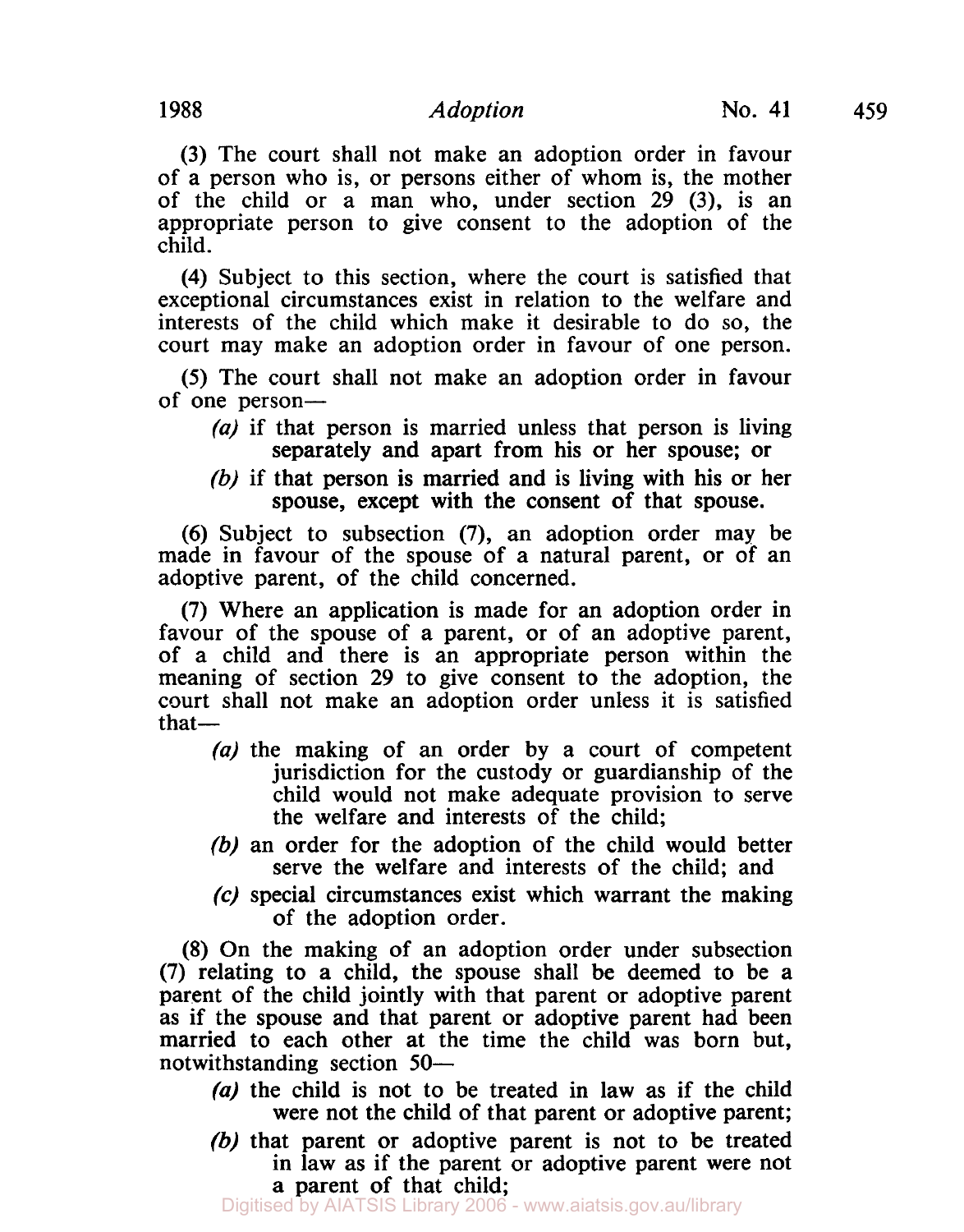(3) The court shall not make an adoption order in favour of a person who is, or persons either of whom is, the mother of the child or a man who, under section 29 (3), is an appropriate person to give consent to the adoption of the child.

(4) Subject to this section, where the court is satisfied that exceptional circumstances exist in relation to the welfare and interests of the child which make it desirable to do so, the court may make an adoption order in favour of one person.

(5) The court shall not make an adoption order in favour of one person—

*(a)* if that person is married unless that person is living separately and apart from his or her spouse; or

*(b)* if that person is married and is living with his or her spouse, except with the consent of that spouse.

(6) Subject to subsection (7), an adoption order may be made in favour of the spouse of a natural parent, or of an adoptive parent, of the child concerned.

(7) Where an application is made for an adoption order in favour of the spouse of a parent, or of an adoptive parent, of a child and there is an appropriate person within the meaning of section 29 to give consent to the adoption, the court shall not make an adoption order unless it is satisfied that—

*(a)* the making of an order by a court of competent jurisdiction for the custody or guardianship of the child would not make adequate provision to serve the welfare and interests of the child;

*(b)* an order for the adoption of the child would better serve the welfare and interests of the child; and

*(c)* special circumstances exist which warrant the making of the adoption order.

(8) On the making of an adoption order under subsection (7) relating to a child, the spouse shall be deemed to be a parent of the child jointly with that parent or adoptive parent as if the spouse and that parent or adoptive parent had been married to each other at the time the child was born but, notwithstanding section 50—

*(a)* the child is not to be treated in law as if the child were not the child of that parent or adoptive parent;

*(b)* that parent or adoptive parent is not to be treated in law as if the parent or adoptive parent were not a parent of that child;